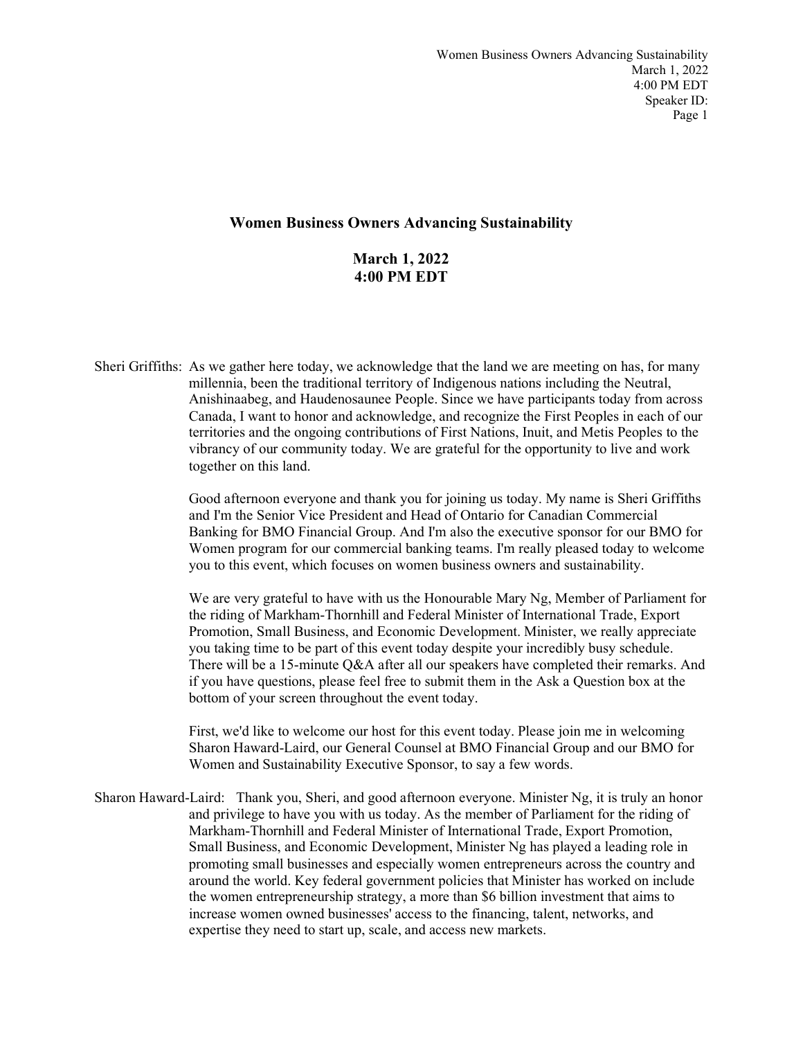# Women Business Owners Advancing Sustainability

**March 1, 2022**
**4:00 PM EDT**

Sheri Griffiths: As we gather here today, we acknowledge that the land we are meeting on has, for many millennia, been the traditional territory of Indigenous nations including the Neutral, Anishinaabeg, and Haudenosaunee People. Since we have participants today from across Canada, I want to honor and acknowledge, and recognize the First Peoples in each of our territories and the ongoing contributions of First Nations, Inuit, and Metis Peoples to the vibrancy of our community today. We are grateful for the opportunity to live and work together on this land.

Good afternoon everyone and thank you for joining us today. My name is Sheri Griffiths and I'm the Senior Vice President and Head of Ontario for Canadian Commercial Banking for BMO Financial Group. And I'm also the executive sponsor for our BMO for Women program for our commercial banking teams. I'm really pleased today to welcome you to this event, which focuses on women business owners and sustainability.

We are very grateful to have with us the Honourable Mary Ng, Member of Parliament for the riding of Markham-Thornhill and Federal Minister of International Trade, Export Promotion, Small Business, and Economic Development. Minister, we really appreciate you taking time to be part of this event today despite your incredibly busy schedule. There will be a 15-minute Q&A after all our speakers have completed their remarks. And if you have questions, please feel free to submit them in the Ask a Question box at the bottom of your screen throughout the event today.

First, we'd like to welcome our host for this event today. Please join me in welcoming Sharon Haward-Laird, our General Counsel at BMO Financial Group and our BMO for Women and Sustainability Executive Sponsor, to say a few words.

Sharon Haward-Laird: Thank you, Sheri, and good afternoon everyone. Minister Ng, it is truly an honor and privilege to have you with us today. As the member of Parliament for the riding of Markham-Thornhill and Federal Minister of International Trade, Export Promotion, Small Business, and Economic Development, Minister Ng has played a leading role in promoting small businesses and especially women entrepreneurs across the country and around the world. Key federal government policies that Minister has worked on include the women entrepreneurship strategy, a more than $6 billion investment that aims to increase women owned businesses' access to the financing, talent, networks, and expertise they need to start up, scale, and access new markets.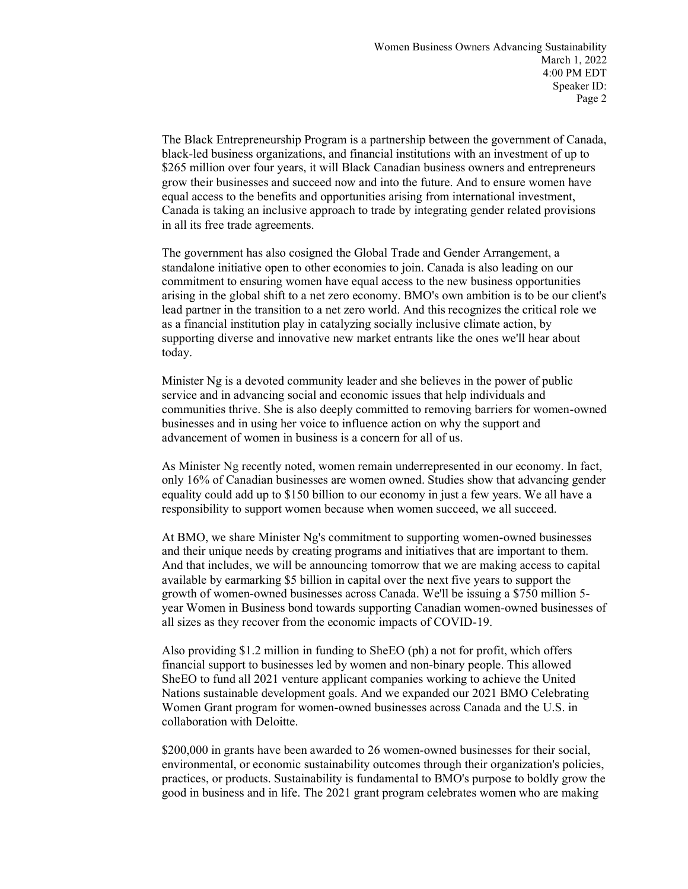The Black Entrepreneurship Program is a partnership between the government of Canada, black-led business organizations, and financial institutions with an investment of up to $265 million over four years, it will Black Canadian business owners and entrepreneurs grow their businesses and succeed now and into the future. And to ensure women have equal access to the benefits and opportunities arising from international investment, Canada is taking an inclusive approach to trade by integrating gender related provisions in all its free trade agreements.

The government has also cosigned the Global Trade and Gender Arrangement, a standalone initiative open to other economies to join. Canada is also leading on our commitment to ensuring women have equal access to the new business opportunities arising in the global shift to a net zero economy. BMO's own ambition is to be our client's lead partner in the transition to a net zero world. And this recognizes the critical role we as a financial institution play in catalyzing socially inclusive climate action, by supporting diverse and innovative new market entrants like the ones we'll hear about today.

Minister Ng is a devoted community leader and she believes in the power of public service and in advancing social and economic issues that help individuals and communities thrive. She is also deeply committed to removing barriers for women-owned businesses and in using her voice to influence action on why the support and advancement of women in business is a concern for all of us.

As Minister Ng recently noted, women remain underrepresented in our economy. In fact, only 16% of Canadian businesses are women owned. Studies show that advancing gender equality could add up to $150 billion to our economy in just a few years. We all have a responsibility to support women because when women succeed, we all succeed.

At BMO, we share Minister Ng's commitment to supporting women-owned businesses and their unique needs by creating programs and initiatives that are important to them. And that includes, we will be announcing tomorrow that we are making access to capital available by earmarking $5 billion in capital over the next five years to support the growth of women-owned businesses across Canada. We'll be issuing a $750 million 5-year Women in Business bond towards supporting Canadian women-owned businesses of all sizes as they recover from the economic impacts of COVID-19.

Also providing $1.2 million in funding to SheEO (ph) a not for profit, which offers financial support to businesses led by women and non-binary people. This allowed SheEO to fund all 2021 venture applicant companies working to achieve the United Nations sustainable development goals. And we expanded our 2021 BMO Celebrating Women Grant program for women-owned businesses across Canada and the U.S. in collaboration with Deloitte.

$200,000 in grants have been awarded to 26 women-owned businesses for their social, environmental, or economic sustainability outcomes through their organization's policies, practices, or products. Sustainability is fundamental to BMO's purpose to boldly grow the good in business and in life. The 2021 grant program celebrates women who are making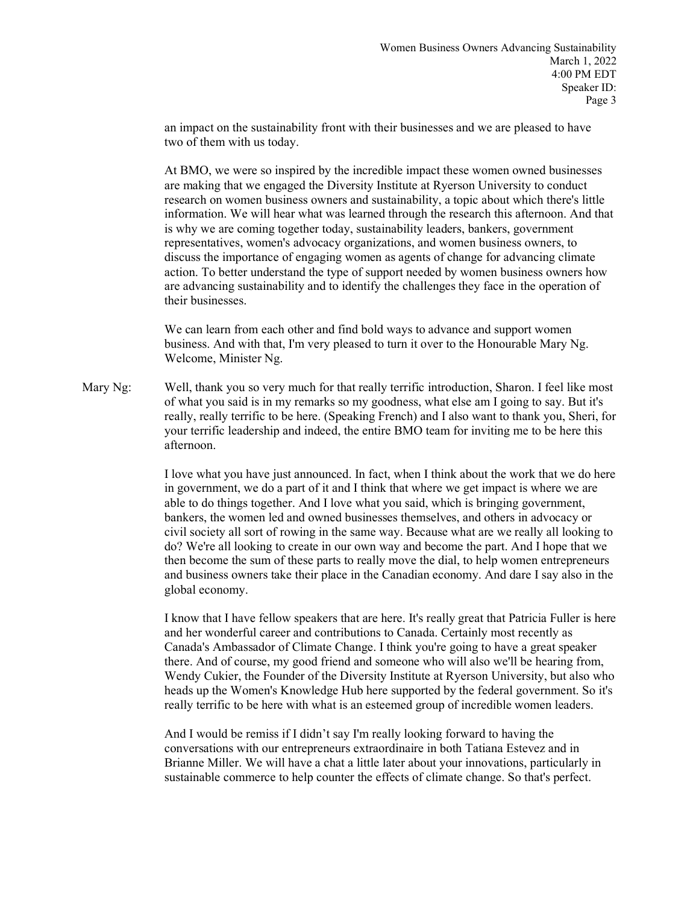an impact on the sustainability front with their businesses and we are pleased to have two of them with us today.

At BMO, we were so inspired by the incredible impact these women owned businesses are making that we engaged the Diversity Institute at Ryerson University to conduct research on women business owners and sustainability, a topic about which there's little information. We will hear what was learned through the research this afternoon. And that is why we are coming together today, sustainability leaders, bankers, government representatives, women's advocacy organizations, and women business owners, to discuss the importance of engaging women as agents of change for advancing climate action. To better understand the type of support needed by women business owners how are advancing sustainability and to identify the challenges they face in the operation of their businesses.

We can learn from each other and find bold ways to advance and support women business. And with that, I'm very pleased to turn it over to the Honourable Mary Ng. Welcome, Minister Ng.

Mary Ng: Well, thank you so very much for that really terrific introduction, Sharon. I feel like most of what you said is in my remarks so my goodness, what else am I going to say. But it's really, really terrific to be here. (Speaking French) and I also want to thank you, Sheri, for your terrific leadership and indeed, the entire BMO team for inviting me to be here this afternoon.

I love what you have just announced. In fact, when I think about the work that we do here in government, we do a part of it and I think that where we get impact is where we are able to do things together. And I love what you said, which is bringing government, bankers, the women led and owned businesses themselves, and others in advocacy or civil society all sort of rowing in the same way. Because what are we really all looking to do? We're all looking to create in our own way and become the part. And I hope that we then become the sum of these parts to really move the dial, to help women entrepreneurs and business owners take their place in the Canadian economy. And dare I say also in the global economy.

I know that I have fellow speakers that are here. It's really great that Patricia Fuller is here and her wonderful career and contributions to Canada. Certainly most recently as Canada's Ambassador of Climate Change. I think you're going to have a great speaker there. And of course, my good friend and someone who will also we'll be hearing from, Wendy Cukier, the Founder of the Diversity Institute at Ryerson University, but also who heads up the Women's Knowledge Hub here supported by the federal government. So it's really terrific to be here with what is an esteemed group of incredible women leaders.

And I would be remiss if I didn't say I'm really looking forward to having the conversations with our entrepreneurs extraordinaire in both Tatiana Estevez and in Brianne Miller. We will have a chat a little later about your innovations, particularly in sustainable commerce to help counter the effects of climate change. So that's perfect.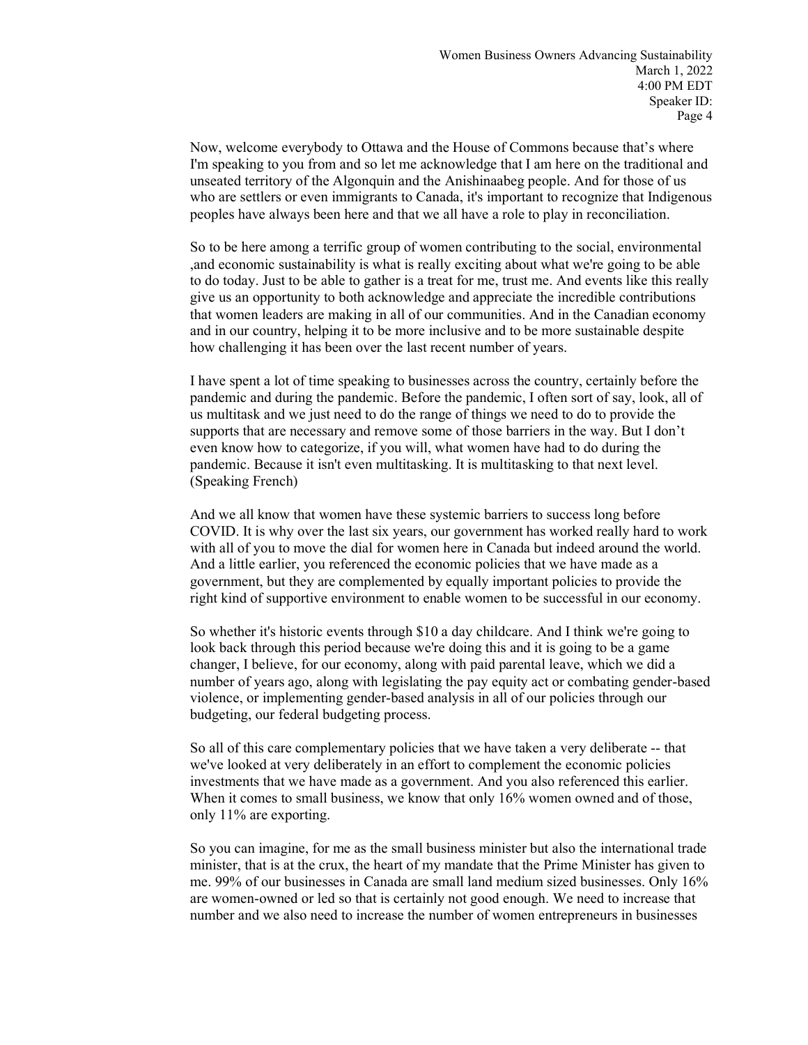Now, welcome everybody to Ottawa and the House of Commons because that's where I'm speaking to you from and so let me acknowledge that I am here on the traditional and unseated territory of the Algonquin and the Anishinaabeg people. And for those of us who are settlers or even immigrants to Canada, it's important to recognize that Indigenous peoples have always been here and that we all have a role to play in reconciliation.

So to be here among a terrific group of women contributing to the social, environmental ,and economic sustainability is what is really exciting about what we're going to be able to do today. Just to be able to gather is a treat for me, trust me. And events like this really give us an opportunity to both acknowledge and appreciate the incredible contributions that women leaders are making in all of our communities. And in the Canadian economy and in our country, helping it to be more inclusive and to be more sustainable despite how challenging it has been over the last recent number of years.

I have spent a lot of time speaking to businesses across the country, certainly before the pandemic and during the pandemic. Before the pandemic, I often sort of say, look, all of us multitask and we just need to do the range of things we need to do to provide the supports that are necessary and remove some of those barriers in the way. But I don't even know how to categorize, if you will, what women have had to do during the pandemic. Because it isn't even multitasking. It is multitasking to that next level. (Speaking French)

And we all know that women have these systemic barriers to success long before COVID. It is why over the last six years, our government has worked really hard to work with all of you to move the dial for women here in Canada but indeed around the world. And a little earlier, you referenced the economic policies that we have made as a government, but they are complemented by equally important policies to provide the right kind of supportive environment to enable women to be successful in our economy.

So whether it's historic events through $10 a day childcare. And I think we're going to look back through this period because we're doing this and it is going to be a game changer, I believe, for our economy, along with paid parental leave, which we did a number of years ago, along with legislating the pay equity act or combating gender-based violence, or implementing gender-based analysis in all of our policies through our budgeting, our federal budgeting process.

So all of this care complementary policies that we have taken a very deliberate -- that we've looked at very deliberately in an effort to complement the economic policies investments that we have made as a government. And you also referenced this earlier. When it comes to small business, we know that only 16% women owned and of those, only 11% are exporting.

So you can imagine, for me as the small business minister but also the international trade minister, that is at the crux, the heart of my mandate that the Prime Minister has given to me. 99% of our businesses in Canada are small land medium sized businesses. Only 16% are women-owned or led so that is certainly not good enough. We need to increase that number and we also need to increase the number of women entrepreneurs in businesses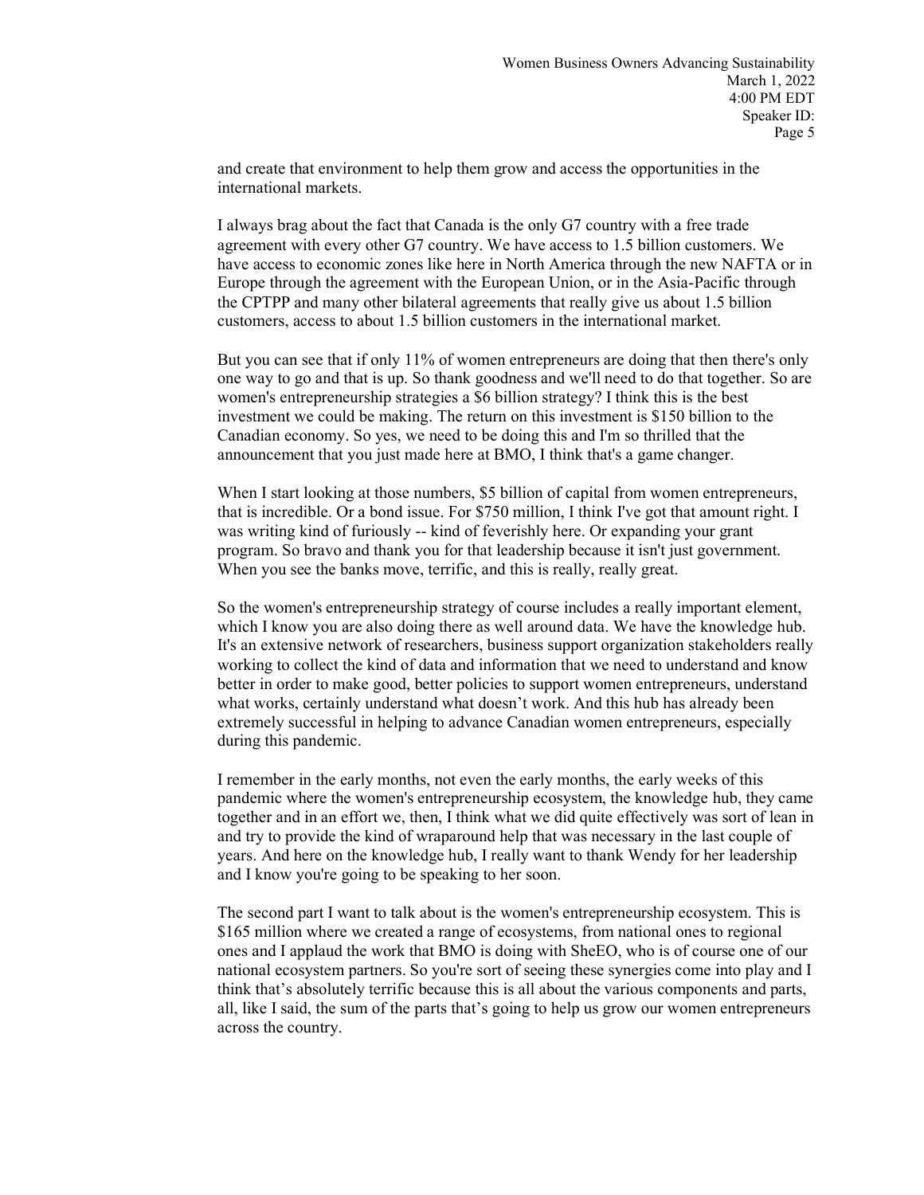and create that environment to help them grow and access the opportunities in the international markets.

I always brag about the fact that Canada is the only G7 country with a free trade agreement with every other G7 country. We have access to 1.5 billion customers. We have access to economic zones like here in North America through the new NAFTA or in Europe through the agreement with the European Union, or in the Asia-Pacific through the CPTPP and many other bilateral agreements that really give us about 1.5 billion customers, access to about 1.5 billion customers in the international market.

But you can see that if only 11% of women entrepreneurs are doing that then there's only one way to go and that is up. So thank goodness and we'll need to do that together. So are women's entrepreneurship strategies a $6 billion strategy? I think this is the best investment we could be making. The return on this investment is $150 billion to the Canadian economy. So yes, we need to be doing this and I'm so thrilled that the announcement that you just made here at BMO, I think that's a game changer.

When I start looking at those numbers, $5 billion of capital from women entrepreneurs, that is incredible. Or a bond issue. For $750 million, I think I've got that amount right. I was writing kind of furiously -- kind of feverishly here. Or expanding your grant program. So bravo and thank you for that leadership because it isn't just government. When you see the banks move, terrific, and this is really, really great.

So the women's entrepreneurship strategy of course includes a really important element, which I know you are also doing there as well around data. We have the knowledge hub. It's an extensive network of researchers, business support organization stakeholders really working to collect the kind of data and information that we need to understand and know better in order to make good, better policies to support women entrepreneurs, understand what works, certainly understand what doesn't work. And this hub has already been extremely successful in helping to advance Canadian women entrepreneurs, especially during this pandemic.

I remember in the early months, not even the early months, the early weeks of this pandemic where the women's entrepreneurship ecosystem, the knowledge hub, they came together and in an effort we, then, I think what we did quite effectively was sort of lean in and try to provide the kind of wraparound help that was necessary in the last couple of years. And here on the knowledge hub, I really want to thank Wendy for her leadership and I know you're going to be speaking to her soon.

The second part I want to talk about is the women's entrepreneurship ecosystem. This is $165 million where we created a range of ecosystems, from national ones to regional ones and I applaud the work that BMO is doing with SheEO, who is of course one of our national ecosystem partners. So you're sort of seeing these synergies come into play and I think that's absolutely terrific because this is all about the various components and parts, all, like I said, the sum of the parts that's going to help us grow our women entrepreneurs across the country.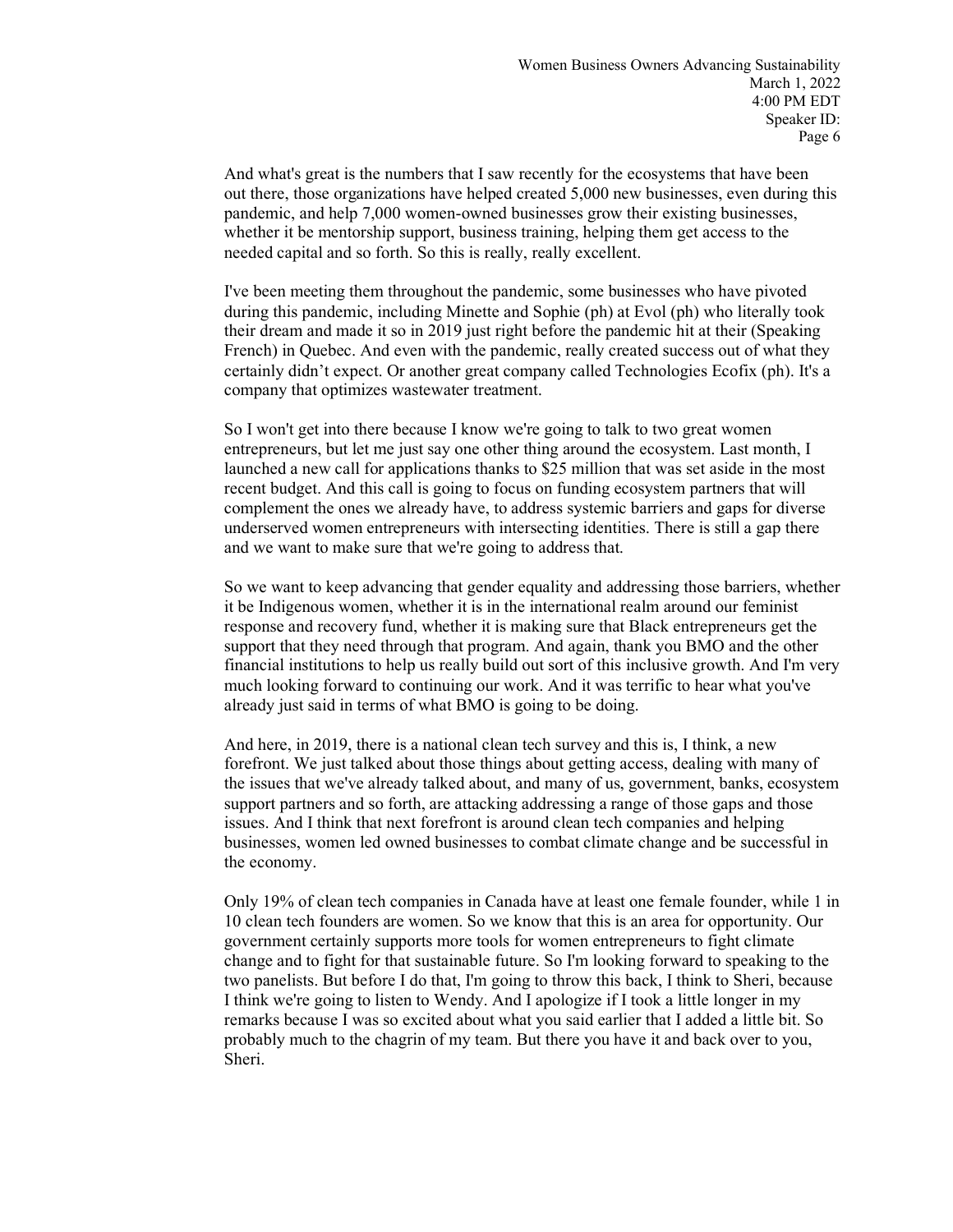And what's great is the numbers that I saw recently for the ecosystems that have been out there, those organizations have helped created 5,000 new businesses, even during this pandemic, and help 7,000 women-owned businesses grow their existing businesses, whether it be mentorship support, business training, helping them get access to the needed capital and so forth. So this is really, really excellent.

I've been meeting them throughout the pandemic, some businesses who have pivoted during this pandemic, including Minette and Sophie (ph) at Evol (ph) who literally took their dream and made it so in 2019 just right before the pandemic hit at their (Speaking French) in Quebec. And even with the pandemic, really created success out of what they certainly didn't expect. Or another great company called Technologies Ecofix (ph). It's a company that optimizes wastewater treatment.

So I won't get into there because I know we're going to talk to two great women entrepreneurs, but let me just say one other thing around the ecosystem. Last month, I launched a new call for applications thanks to $25 million that was set aside in the most recent budget. And this call is going to focus on funding ecosystem partners that will complement the ones we already have, to address systemic barriers and gaps for diverse underserved women entrepreneurs with intersecting identities. There is still a gap there and we want to make sure that we're going to address that.

So we want to keep advancing that gender equality and addressing those barriers, whether it be Indigenous women, whether it is in the international realm around our feminist response and recovery fund, whether it is making sure that Black entrepreneurs get the support that they need through that program. And again, thank you BMO and the other financial institutions to help us really build out sort of this inclusive growth. And I'm very much looking forward to continuing our work. And it was terrific to hear what you've already just said in terms of what BMO is going to be doing.

And here, in 2019, there is a national clean tech survey and this is, I think, a new forefront. We just talked about those things about getting access, dealing with many of the issues that we've already talked about, and many of us, government, banks, ecosystem support partners and so forth, are attacking addressing a range of those gaps and those issues. And I think that next forefront is around clean tech companies and helping businesses, women led owned businesses to combat climate change and be successful in the economy.

Only 19% of clean tech companies in Canada have at least one female founder, while 1 in 10 clean tech founders are women. So we know that this is an area for opportunity. Our government certainly supports more tools for women entrepreneurs to fight climate change and to fight for that sustainable future. So I'm looking forward to speaking to the two panelists. But before I do that, I'm going to throw this back, I think to Sheri, because I think we're going to listen to Wendy. And I apologize if I took a little longer in my remarks because I was so excited about what you said earlier that I added a little bit. So probably much to the chagrin of my team. But there you have it and back over to you, Sheri.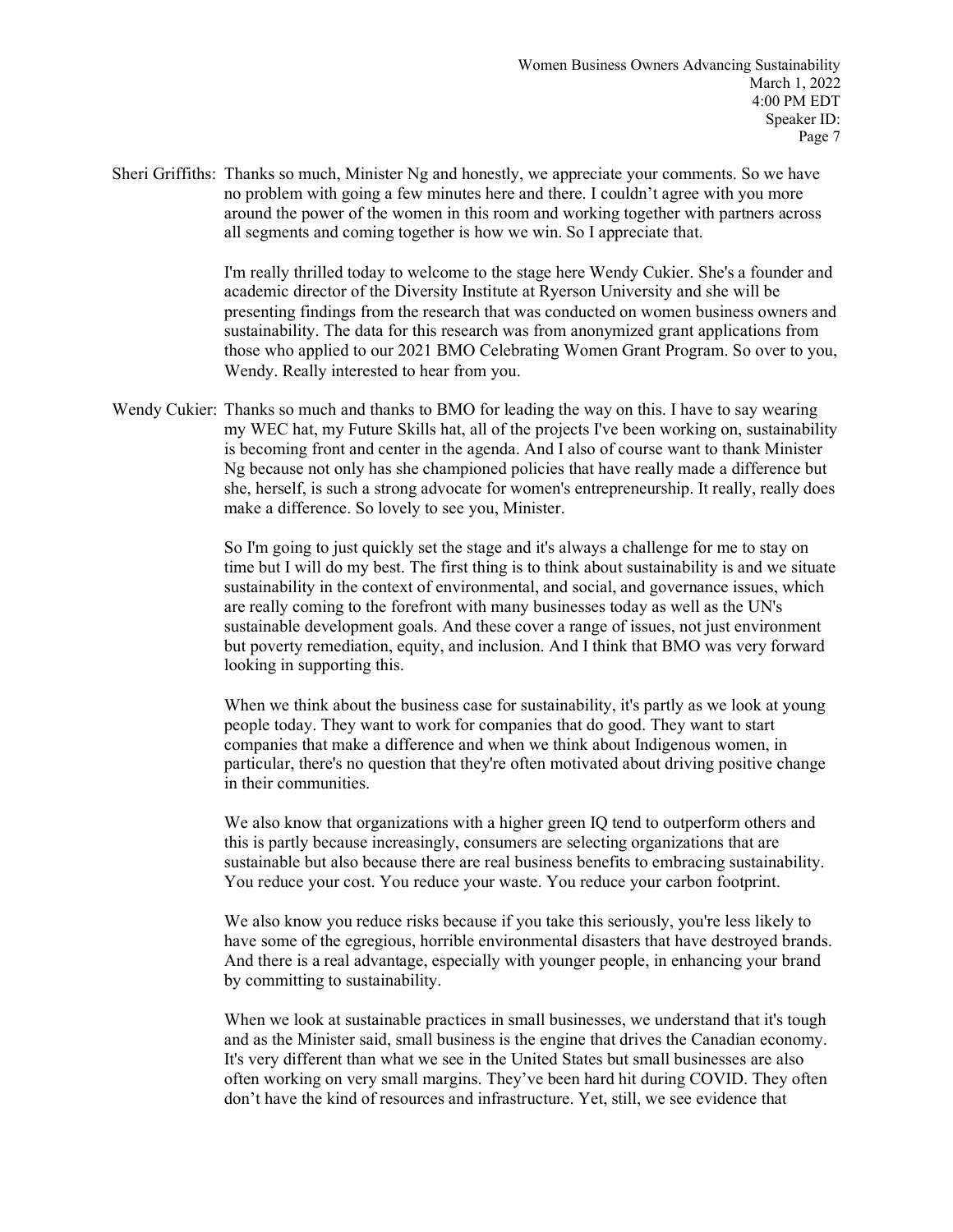Sheri Griffiths: Thanks so much, Minister Ng and honestly, we appreciate your comments. So we have no problem with going a few minutes here and there. I couldn't agree with you more around the power of the women in this room and working together with partners across all segments and coming together is how we win. So I appreciate that.

I'm really thrilled today to welcome to the stage here Wendy Cukier. She's a founder and academic director of the Diversity Institute at Ryerson University and she will be presenting findings from the research that was conducted on women business owners and sustainability. The data for this research was from anonymized grant applications from those who applied to our 2021 BMO Celebrating Women Grant Program. So over to you, Wendy. Really interested to hear from you.

Wendy Cukier: Thanks so much and thanks to BMO for leading the way on this. I have to say wearing my WEC hat, my Future Skills hat, all of the projects I've been working on, sustainability is becoming front and center in the agenda. And I also of course want to thank Minister Ng because not only has she championed policies that have really made a difference but she, herself, is such a strong advocate for women's entrepreneurship. It really, really does make a difference. So lovely to see you, Minister.

So I'm going to just quickly set the stage and it's always a challenge for me to stay on time but I will do my best. The first thing is to think about sustainability is and we situate sustainability in the context of environmental, and social, and governance issues, which are really coming to the forefront with many businesses today as well as the UN's sustainable development goals. And these cover a range of issues, not just environment but poverty remediation, equity, and inclusion. And I think that BMO was very forward looking in supporting this.

When we think about the business case for sustainability, it's partly as we look at young people today. They want to work for companies that do good. They want to start companies that make a difference and when we think about Indigenous women, in particular, there's no question that they're often motivated about driving positive change in their communities.

We also know that organizations with a higher green IQ tend to outperform others and this is partly because increasingly, consumers are selecting organizations that are sustainable but also because there are real business benefits to embracing sustainability. You reduce your cost. You reduce your waste. You reduce your carbon footprint.

We also know you reduce risks because if you take this seriously, you're less likely to have some of the egregious, horrible environmental disasters that have destroyed brands. And there is a real advantage, especially with younger people, in enhancing your brand by committing to sustainability.

When we look at sustainable practices in small businesses, we understand that it's tough and as the Minister said, small business is the engine that drives the Canadian economy. It's very different than what we see in the United States but small businesses are also often working on very small margins. They've been hard hit during COVID. They often don't have the kind of resources and infrastructure. Yet, still, we see evidence that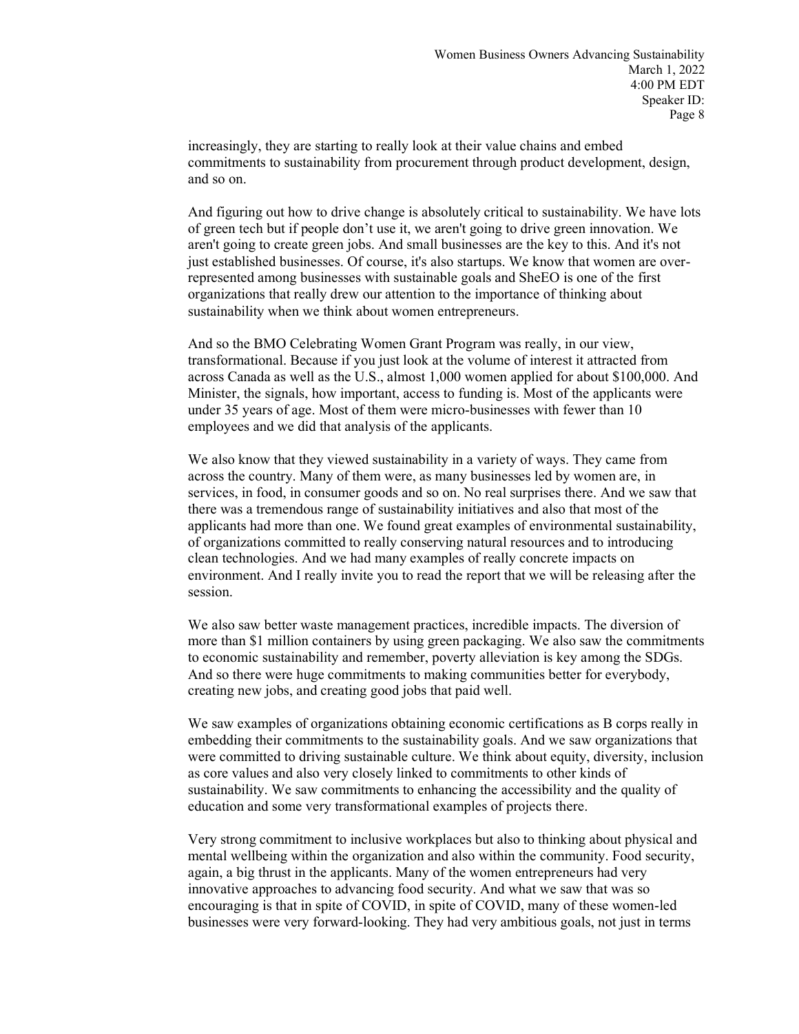increasingly, they are starting to really look at their value chains and embed commitments to sustainability from procurement through product development, design, and so on.

And figuring out how to drive change is absolutely critical to sustainability. We have lots of green tech but if people don't use it, we aren't going to drive green innovation. We aren't going to create green jobs. And small businesses are the key to this. And it's not just established businesses. Of course, it's also startups. We know that women are over-represented among businesses with sustainable goals and SheEO is one of the first organizations that really drew our attention to the importance of thinking about sustainability when we think about women entrepreneurs.

And so the BMO Celebrating Women Grant Program was really, in our view, transformational. Because if you just look at the volume of interest it attracted from across Canada as well as the U.S., almost 1,000 women applied for about $100,000. And Minister, the signals, how important, access to funding is. Most of the applicants were under 35 years of age. Most of them were micro-businesses with fewer than 10 employees and we did that analysis of the applicants.

We also know that they viewed sustainability in a variety of ways. They came from across the country. Many of them were, as many businesses led by women are, in services, in food, in consumer goods and so on. No real surprises there. And we saw that there was a tremendous range of sustainability initiatives and also that most of the applicants had more than one. We found great examples of environmental sustainability, of organizations committed to really conserving natural resources and to introducing clean technologies. And we had many examples of really concrete impacts on environment. And I really invite you to read the report that we will be releasing after the session.

We also saw better waste management practices, incredible impacts. The diversion of more than $1 million containers by using green packaging. We also saw the commitments to economic sustainability and remember, poverty alleviation is key among the SDGs. And so there were huge commitments to making communities better for everybody, creating new jobs, and creating good jobs that paid well.

We saw examples of organizations obtaining economic certifications as B corps really in embedding their commitments to the sustainability goals. And we saw organizations that were committed to driving sustainable culture. We think about equity, diversity, inclusion as core values and also very closely linked to commitments to other kinds of sustainability. We saw commitments to enhancing the accessibility and the quality of education and some very transformational examples of projects there.

Very strong commitment to inclusive workplaces but also to thinking about physical and mental wellbeing within the organization and also within the community. Food security, again, a big thrust in the applicants. Many of the women entrepreneurs had very innovative approaches to advancing food security. And what we saw that was so encouraging is that in spite of COVID, in spite of COVID, many of these women-led businesses were very forward-looking. They had very ambitious goals, not just in terms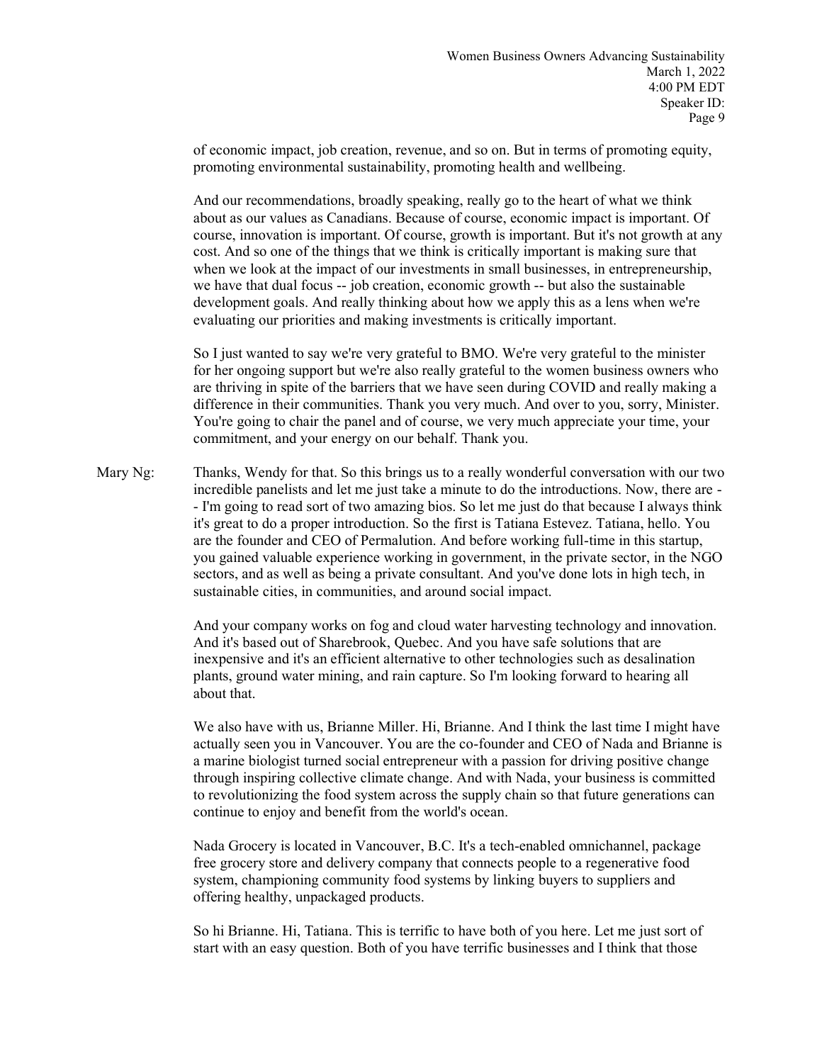of economic impact, job creation, revenue, and so on. But in terms of promoting equity, promoting environmental sustainability, promoting health and wellbeing.

And our recommendations, broadly speaking, really go to the heart of what we think about as our values as Canadians. Because of course, economic impact is important. Of course, innovation is important. Of course, growth is important. But it's not growth at any cost. And so one of the things that we think is critically important is making sure that when we look at the impact of our investments in small businesses, in entrepreneurship, we have that dual focus -- job creation, economic growth -- but also the sustainable development goals. And really thinking about how we apply this as a lens when we're evaluating our priorities and making investments is critically important.

So I just wanted to say we're very grateful to BMO. We're very grateful to the minister for her ongoing support but we're also really grateful to the women business owners who are thriving in spite of the barriers that we have seen during COVID and really making a difference in their communities. Thank you very much. And over to you, sorry, Minister. You're going to chair the panel and of course, we very much appreciate your time, your commitment, and your energy on our behalf. Thank you.

Mary Ng: Thanks, Wendy for that. So this brings us to a really wonderful conversation with our two incredible panelists and let me just take a minute to do the introductions. Now, there are -- I'm going to read sort of two amazing bios. So let me just do that because I always think it's great to do a proper introduction. So the first is Tatiana Estevez. Tatiana, hello. You are the founder and CEO of Permalution. And before working full-time in this startup, you gained valuable experience working in government, in the private sector, in the NGO sectors, and as well as being a private consultant. And you've done lots in high tech, in sustainable cities, in communities, and around social impact.

And your company works on fog and cloud water harvesting technology and innovation. And it's based out of Sharebrook, Quebec. And you have safe solutions that are inexpensive and it's an efficient alternative to other technologies such as desalination plants, ground water mining, and rain capture. So I'm looking forward to hearing all about that.

We also have with us, Brianne Miller. Hi, Brianne. And I think the last time I might have actually seen you in Vancouver. You are the co-founder and CEO of Nada and Brianne is a marine biologist turned social entrepreneur with a passion for driving positive change through inspiring collective climate change. And with Nada, your business is committed to revolutionizing the food system across the supply chain so that future generations can continue to enjoy and benefit from the world's ocean.

Nada Grocery is located in Vancouver, B.C. It's a tech-enabled omnichannel, package free grocery store and delivery company that connects people to a regenerative food system, championing community food systems by linking buyers to suppliers and offering healthy, unpackaged products.

So hi Brianne. Hi, Tatiana. This is terrific to have both of you here. Let me just sort of start with an easy question. Both of you have terrific businesses and I think that those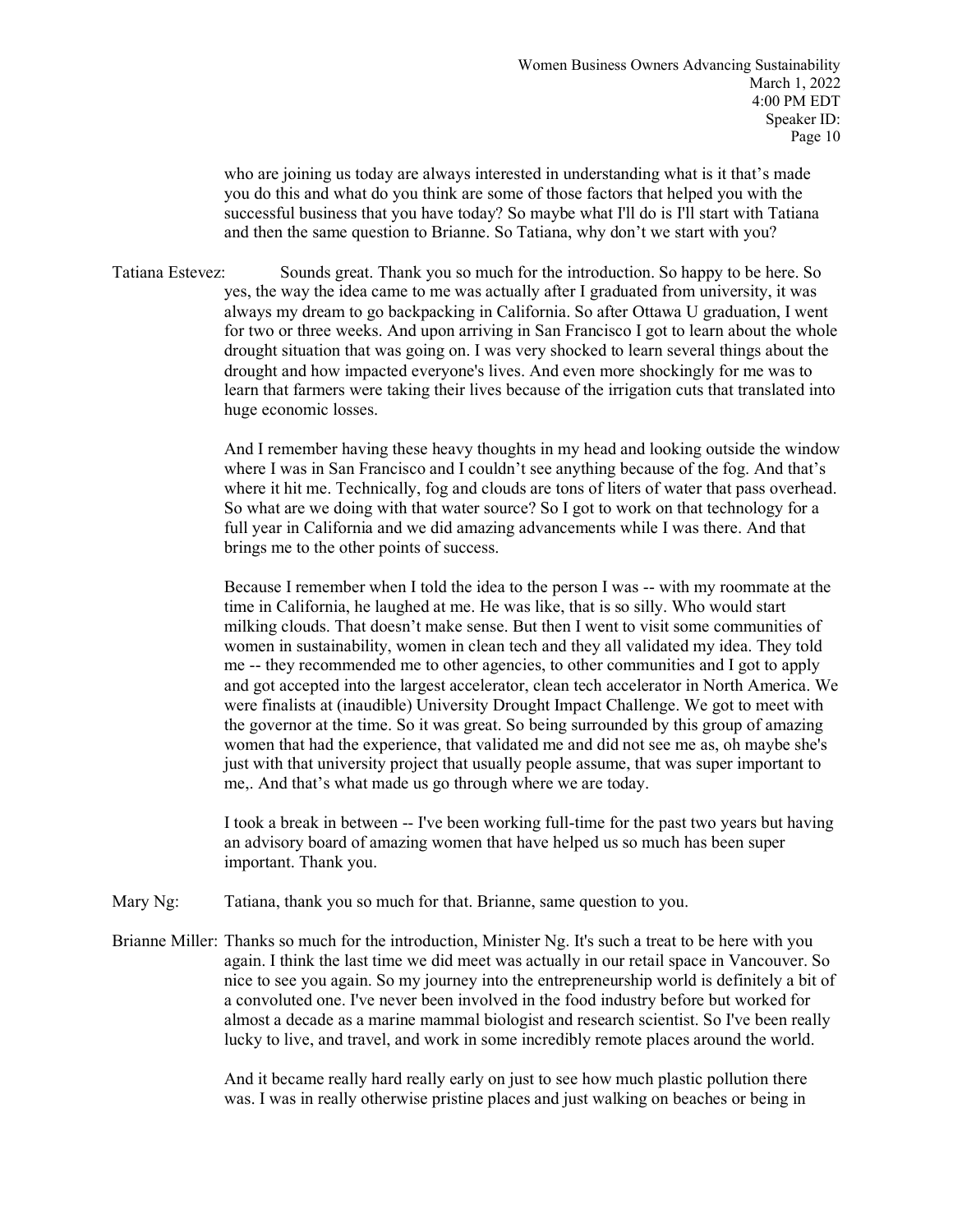who are joining us today are always interested in understanding what is it that's made you do this and what do you think are some of those factors that helped you with the successful business that you have today? So maybe what I'll do is I'll start with Tatiana and then the same question to Brianne. So Tatiana, why don't we start with you?

Tatiana Estevez: Sounds great. Thank you so much for the introduction. So happy to be here. So yes, the way the idea came to me was actually after I graduated from university, it was always my dream to go backpacking in California. So after Ottawa U graduation, I went for two or three weeks. And upon arriving in San Francisco I got to learn about the whole drought situation that was going on. I was very shocked to learn several things about the drought and how impacted everyone's lives. And even more shockingly for me was to learn that farmers were taking their lives because of the irrigation cuts that translated into huge economic losses.

And I remember having these heavy thoughts in my head and looking outside the window where I was in San Francisco and I couldn't see anything because of the fog. And that's where it hit me. Technically, fog and clouds are tons of liters of water that pass overhead. So what are we doing with that water source? So I got to work on that technology for a full year in California and we did amazing advancements while I was there. And that brings me to the other points of success.

Because I remember when I told the idea to the person I was -- with my roommate at the time in California, he laughed at me. He was like, that is so silly. Who would start milking clouds. That doesn't make sense. But then I went to visit some communities of women in sustainability, women in clean tech and they all validated my idea. They told me -- they recommended me to other agencies, to other communities and I got to apply and got accepted into the largest accelerator, clean tech accelerator in North America. We were finalists at (inaudible) University Drought Impact Challenge. We got to meet with the governor at the time. So it was great. So being surrounded by this group of amazing women that had the experience, that validated me and did not see me as, oh maybe she's just with that university project that usually people assume, that was super important to me,. And that's what made us go through where we are today.

I took a break in between -- I've been working full-time for the past two years but having an advisory board of amazing women that have helped us so much has been super important. Thank you.

Mary Ng: Tatiana, thank you so much for that. Brianne, same question to you.

Brianne Miller: Thanks so much for the introduction, Minister Ng. It's such a treat to be here with you again. I think the last time we did meet was actually in our retail space in Vancouver. So nice to see you again. So my journey into the entrepreneurship world is definitely a bit of a convoluted one. I've never been involved in the food industry before but worked for almost a decade as a marine mammal biologist and research scientist. So I've been really lucky to live, and travel, and work in some incredibly remote places around the world.

And it became really hard really early on just to see how much plastic pollution there was. I was in really otherwise pristine places and just walking on beaches or being in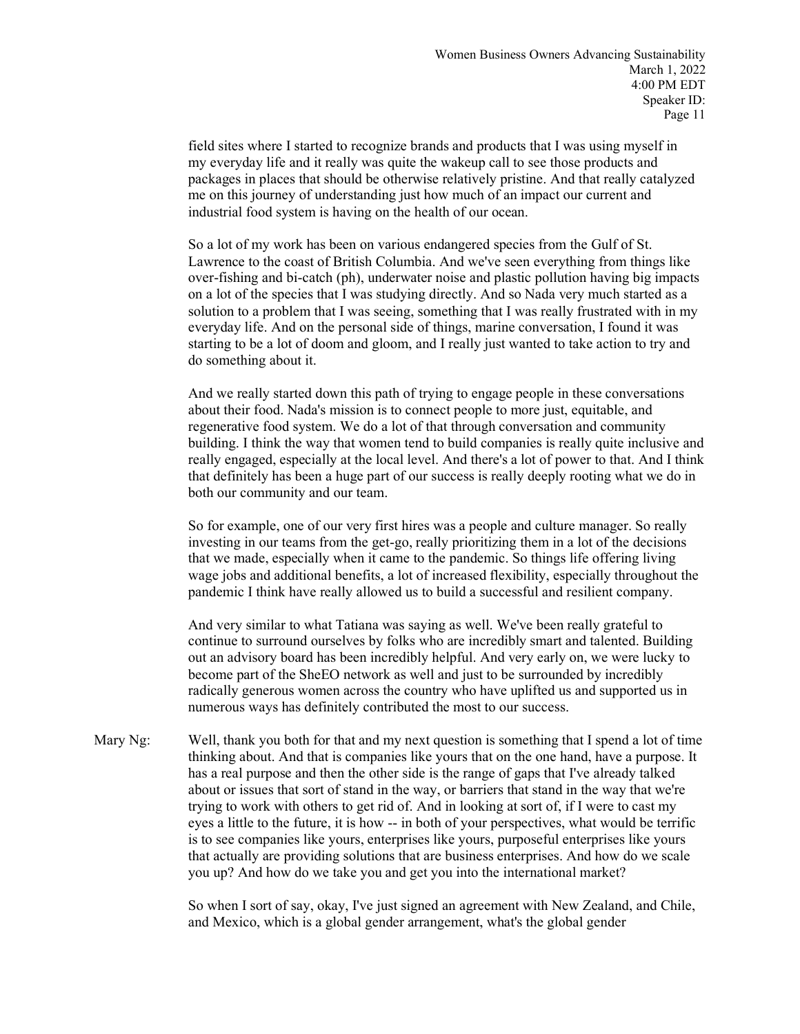field sites where I started to recognize brands and products that I was using myself in my everyday life and it really was quite the wakeup call to see those products and packages in places that should be otherwise relatively pristine. And that really catalyzed me on this journey of understanding just how much of an impact our current and industrial food system is having on the health of our ocean.

So a lot of my work has been on various endangered species from the Gulf of St. Lawrence to the coast of British Columbia. And we've seen everything from things like over-fishing and bi-catch (ph), underwater noise and plastic pollution having big impacts on a lot of the species that I was studying directly. And so Nada very much started as a solution to a problem that I was seeing, something that I was really frustrated with in my everyday life. And on the personal side of things, marine conversation, I found it was starting to be a lot of doom and gloom, and I really just wanted to take action to try and do something about it.

And we really started down this path of trying to engage people in these conversations about their food. Nada's mission is to connect people to more just, equitable, and regenerative food system. We do a lot of that through conversation and community building. I think the way that women tend to build companies is really quite inclusive and really engaged, especially at the local level. And there's a lot of power to that. And I think that definitely has been a huge part of our success is really deeply rooting what we do in both our community and our team.

So for example, one of our very first hires was a people and culture manager. So really investing in our teams from the get-go, really prioritizing them in a lot of the decisions that we made, especially when it came to the pandemic. So things life offering living wage jobs and additional benefits, a lot of increased flexibility, especially throughout the pandemic I think have really allowed us to build a successful and resilient company.

And very similar to what Tatiana was saying as well. We've been really grateful to continue to surround ourselves by folks who are incredibly smart and talented. Building out an advisory board has been incredibly helpful. And very early on, we were lucky to become part of the SheEO network as well and just to be surrounded by incredibly radically generous women across the country who have uplifted us and supported us in numerous ways has definitely contributed the most to our success.

Mary Ng: Well, thank you both for that and my next question is something that I spend a lot of time thinking about. And that is companies like yours that on the one hand, have a purpose. It has a real purpose and then the other side is the range of gaps that I've already talked about or issues that sort of stand in the way, or barriers that stand in the way that we're trying to work with others to get rid of. And in looking at sort of, if I were to cast my eyes a little to the future, it is how -- in both of your perspectives, what would be terrific is to see companies like yours, enterprises like yours, purposeful enterprises like yours that actually are providing solutions that are business enterprises. And how do we scale you up? And how do we take you and get you into the international market?

So when I sort of say, okay, I've just signed an agreement with New Zealand, and Chile, and Mexico, which is a global gender arrangement, what's the global gender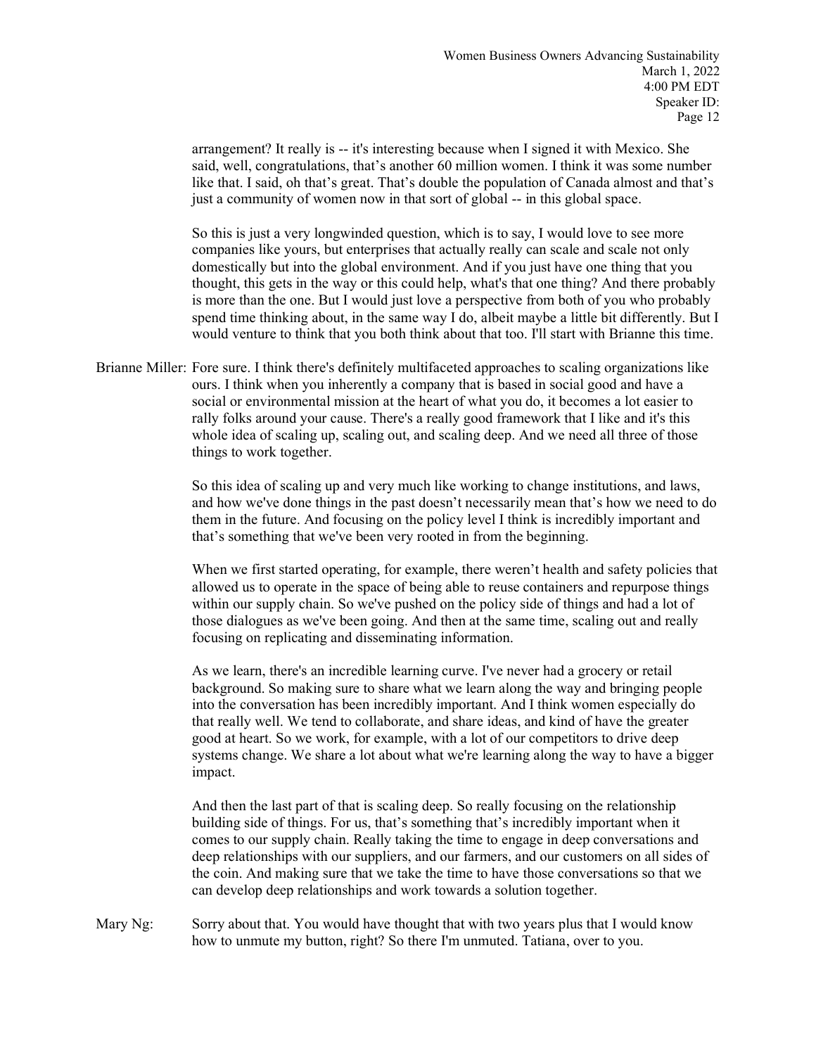arrangement? It really is -- it's interesting because when I signed it with Mexico. She said, well, congratulations, that's another 60 million women. I think it was some number like that. I said, oh that's great. That's double the population of Canada almost and that's just a community of women now in that sort of global -- in this global space.

So this is just a very longwinded question, which is to say, I would love to see more companies like yours, but enterprises that actually really can scale and scale not only domestically but into the global environment. And if you just have one thing that you thought, this gets in the way or this could help, what's that one thing? And there probably is more than the one. But I would just love a perspective from both of you who probably spend time thinking about, in the same way I do, albeit maybe a little bit differently. But I would venture to think that you both think about that too. I'll start with Brianne this time.

Brianne Miller: Fore sure. I think there's definitely multifaceted approaches to scaling organizations like ours. I think when you inherently a company that is based in social good and have a social or environmental mission at the heart of what you do, it becomes a lot easier to rally folks around your cause. There's a really good framework that I like and it's this whole idea of scaling up, scaling out, and scaling deep. And we need all three of those things to work together.

So this idea of scaling up and very much like working to change institutions, and laws, and how we've done things in the past doesn't necessarily mean that's how we need to do them in the future. And focusing on the policy level I think is incredibly important and that's something that we've been very rooted in from the beginning.

When we first started operating, for example, there weren't health and safety policies that allowed us to operate in the space of being able to reuse containers and repurpose things within our supply chain. So we've pushed on the policy side of things and had a lot of those dialogues as we've been going. And then at the same time, scaling out and really focusing on replicating and disseminating information.

As we learn, there's an incredible learning curve. I've never had a grocery or retail background. So making sure to share what we learn along the way and bringing people into the conversation has been incredibly important. And I think women especially do that really well. We tend to collaborate, and share ideas, and kind of have the greater good at heart. So we work, for example, with a lot of our competitors to drive deep systems change. We share a lot about what we're learning along the way to have a bigger impact.

And then the last part of that is scaling deep. So really focusing on the relationship building side of things. For us, that's something that's incredibly important when it comes to our supply chain. Really taking the time to engage in deep conversations and deep relationships with our suppliers, and our farmers, and our customers on all sides of the coin. And making sure that we take the time to have those conversations so that we can develop deep relationships and work towards a solution together.

Mary Ng: Sorry about that. You would have thought that with two years plus that I would know how to unmute my button, right? So there I'm unmuted. Tatiana, over to you.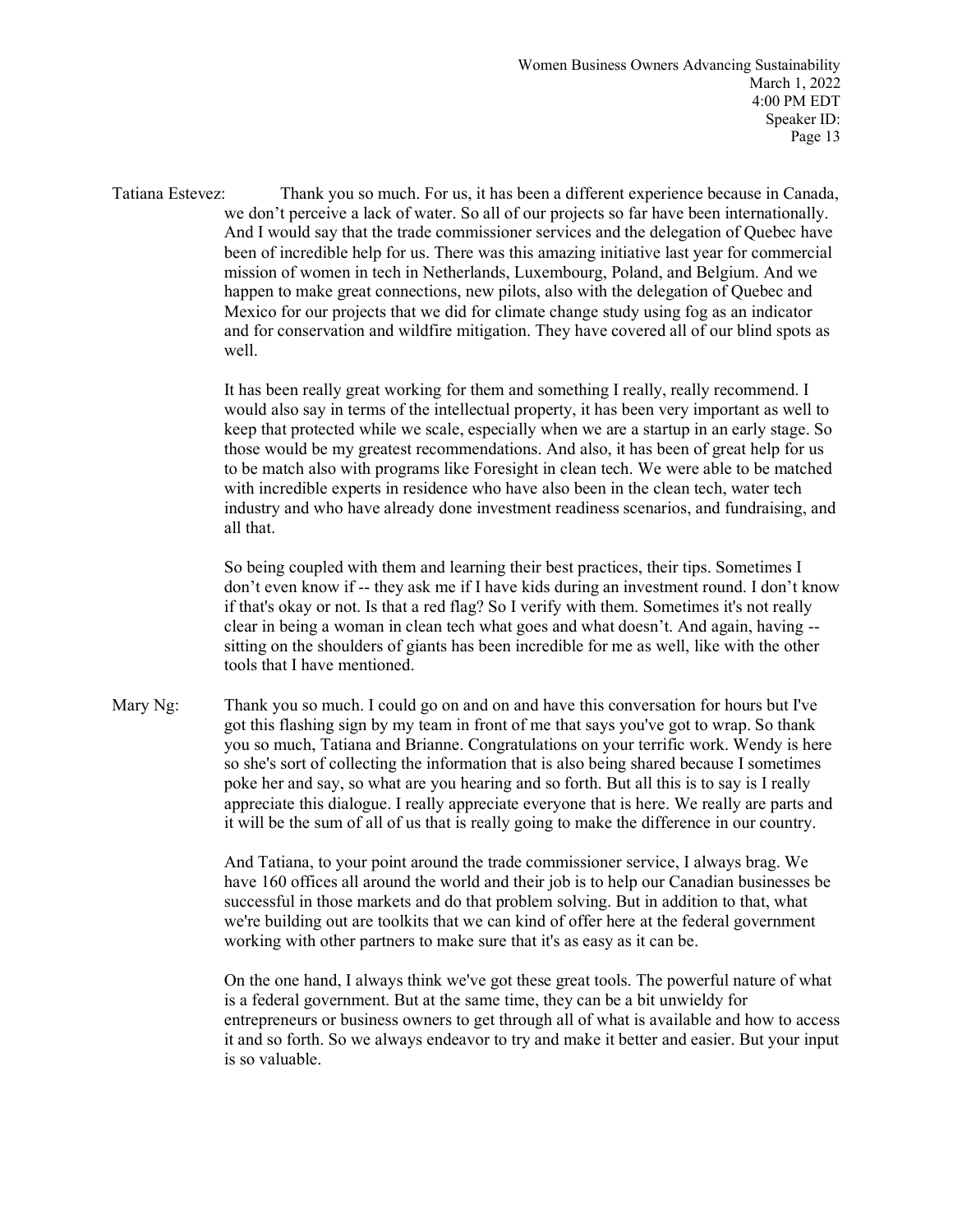Tatiana Estevez: Thank you so much. For us, it has been a different experience because in Canada, we don't perceive a lack of water. So all of our projects so far have been internationally. And I would say that the trade commissioner services and the delegation of Quebec have been of incredible help for us. There was this amazing initiative last year for commercial mission of women in tech in Netherlands, Luxembourg, Poland, and Belgium. And we happen to make great connections, new pilots, also with the delegation of Quebec and Mexico for our projects that we did for climate change study using fog as an indicator and for conservation and wildfire mitigation. They have covered all of our blind spots as well.

It has been really great working for them and something I really, really recommend. I would also say in terms of the intellectual property, it has been very important as well to keep that protected while we scale, especially when we are a startup in an early stage. So those would be my greatest recommendations. And also, it has been of great help for us to be match also with programs like Foresight in clean tech. We were able to be matched with incredible experts in residence who have also been in the clean tech, water tech industry and who have already done investment readiness scenarios, and fundraising, and all that.

So being coupled with them and learning their best practices, their tips. Sometimes I don't even know if -- they ask me if I have kids during an investment round. I don't know if that's okay or not. Is that a red flag? So I verify with them. Sometimes it's not really clear in being a woman in clean tech what goes and what doesn't. And again, having -- sitting on the shoulders of giants has been incredible for me as well, like with the other tools that I have mentioned.

Mary Ng: Thank you so much. I could go on and on and have this conversation for hours but I've got this flashing sign by my team in front of me that says you've got to wrap. So thank you so much, Tatiana and Brianne. Congratulations on your terrific work. Wendy is here so she's sort of collecting the information that is also being shared because I sometimes poke her and say, so what are you hearing and so forth. But all this is to say is I really appreciate this dialogue. I really appreciate everyone that is here. We really are parts and it will be the sum of all of us that is really going to make the difference in our country.

And Tatiana, to your point around the trade commissioner service, I always brag. We have 160 offices all around the world and their job is to help our Canadian businesses be successful in those markets and do that problem solving. But in addition to that, what we're building out are toolkits that we can kind of offer here at the federal government working with other partners to make sure that it's as easy as it can be.

On the one hand, I always think we've got these great tools. The powerful nature of what is a federal government. But at the same time, they can be a bit unwieldy for entrepreneurs or business owners to get through all of what is available and how to access it and so forth. So we always endeavor to try and make it better and easier. But your input is so valuable.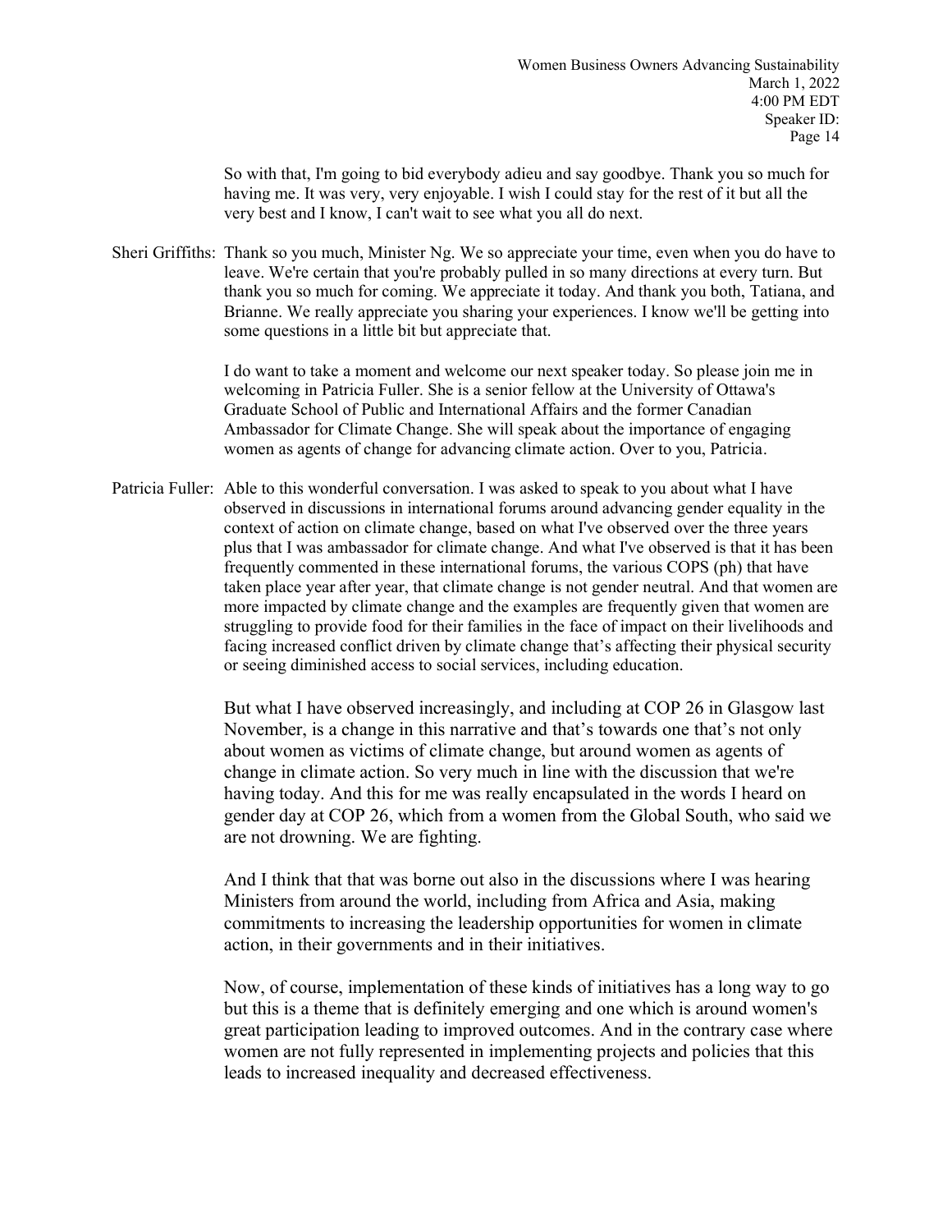So with that, I'm going to bid everybody adieu and say goodbye. Thank you so much for having me. It was very, very enjoyable. I wish I could stay for the rest of it but all the very best and I know, I can't wait to see what you all do next.

Sheri Griffiths: Thank so you much, Minister Ng. We so appreciate your time, even when you do have to leave. We're certain that you're probably pulled in so many directions at every turn. But thank you so much for coming. We appreciate it today. And thank you both, Tatiana, and Brianne. We really appreciate you sharing your experiences. I know we'll be getting into some questions in a little bit but appreciate that.

I do want to take a moment and welcome our next speaker today. So please join me in welcoming in Patricia Fuller. She is a senior fellow at the University of Ottawa's Graduate School of Public and International Affairs and the former Canadian Ambassador for Climate Change. She will speak about the importance of engaging women as agents of change for advancing climate action. Over to you, Patricia.

Patricia Fuller: Able to this wonderful conversation. I was asked to speak to you about what I have observed in discussions in international forums around advancing gender equality in the context of action on climate change, based on what I've observed over the three years plus that I was ambassador for climate change. And what I've observed is that it has been frequently commented in these international forums, the various COPS (ph) that have taken place year after year, that climate change is not gender neutral. And that women are more impacted by climate change and the examples are frequently given that women are struggling to provide food for their families in the face of impact on their livelihoods and facing increased conflict driven by climate change that's affecting their physical security or seeing diminished access to social services, including education.

But what I have observed increasingly, and including at COP 26 in Glasgow last November, is a change in this narrative and that's towards one that's not only about women as victims of climate change, but around women as agents of change in climate action. So very much in line with the discussion that we're having today. And this for me was really encapsulated in the words I heard on gender day at COP 26, which from a women from the Global South, who said we are not drowning. We are fighting.

And I think that that was borne out also in the discussions where I was hearing Ministers from around the world, including from Africa and Asia, making commitments to increasing the leadership opportunities for women in climate action, in their governments and in their initiatives.

Now, of course, implementation of these kinds of initiatives has a long way to go but this is a theme that is definitely emerging and one which is around women's great participation leading to improved outcomes. And in the contrary case where women are not fully represented in implementing projects and policies that this leads to increased inequality and decreased effectiveness.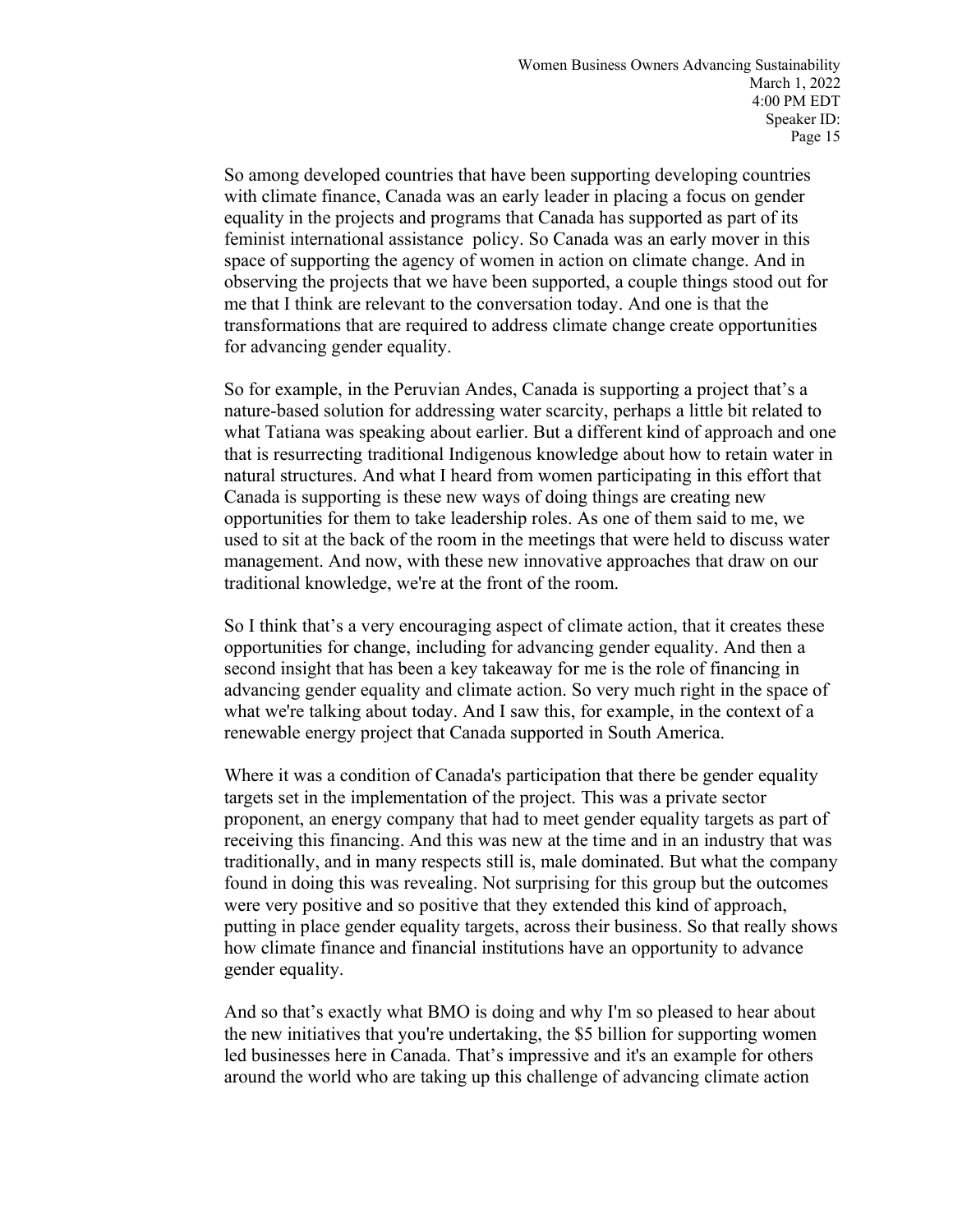So among developed countries that have been supporting developing countries with climate finance, Canada was an early leader in placing a focus on gender equality in the projects and programs that Canada has supported as part of its feminist international assistance policy. So Canada was an early mover in this space of supporting the agency of women in action on climate change. And in observing the projects that we have been supported, a couple things stood out for me that I think are relevant to the conversation today. And one is that the transformations that are required to address climate change create opportunities for advancing gender equality.

So for example, in the Peruvian Andes, Canada is supporting a project that's a nature-based solution for addressing water scarcity, perhaps a little bit related to what Tatiana was speaking about earlier. But a different kind of approach and one that is resurrecting traditional Indigenous knowledge about how to retain water in natural structures. And what I heard from women participating in this effort that Canada is supporting is these new ways of doing things are creating new opportunities for them to take leadership roles. As one of them said to me, we used to sit at the back of the room in the meetings that were held to discuss water management. And now, with these new innovative approaches that draw on our traditional knowledge, we're at the front of the room.

So I think that's a very encouraging aspect of climate action, that it creates these opportunities for change, including for advancing gender equality. And then a second insight that has been a key takeaway for me is the role of financing in advancing gender equality and climate action. So very much right in the space of what we're talking about today. And I saw this, for example, in the context of a renewable energy project that Canada supported in South America.

Where it was a condition of Canada's participation that there be gender equality targets set in the implementation of the project. This was a private sector proponent, an energy company that had to meet gender equality targets as part of receiving this financing. And this was new at the time and in an industry that was traditionally, and in many respects still is, male dominated. But what the company found in doing this was revealing. Not surprising for this group but the outcomes were very positive and so positive that they extended this kind of approach, putting in place gender equality targets, across their business. So that really shows how climate finance and financial institutions have an opportunity to advance gender equality.

And so that's exactly what BMO is doing and why I'm so pleased to hear about the new initiatives that you're undertaking, the $5 billion for supporting women led businesses here in Canada. That's impressive and it's an example for others around the world who are taking up this challenge of advancing climate action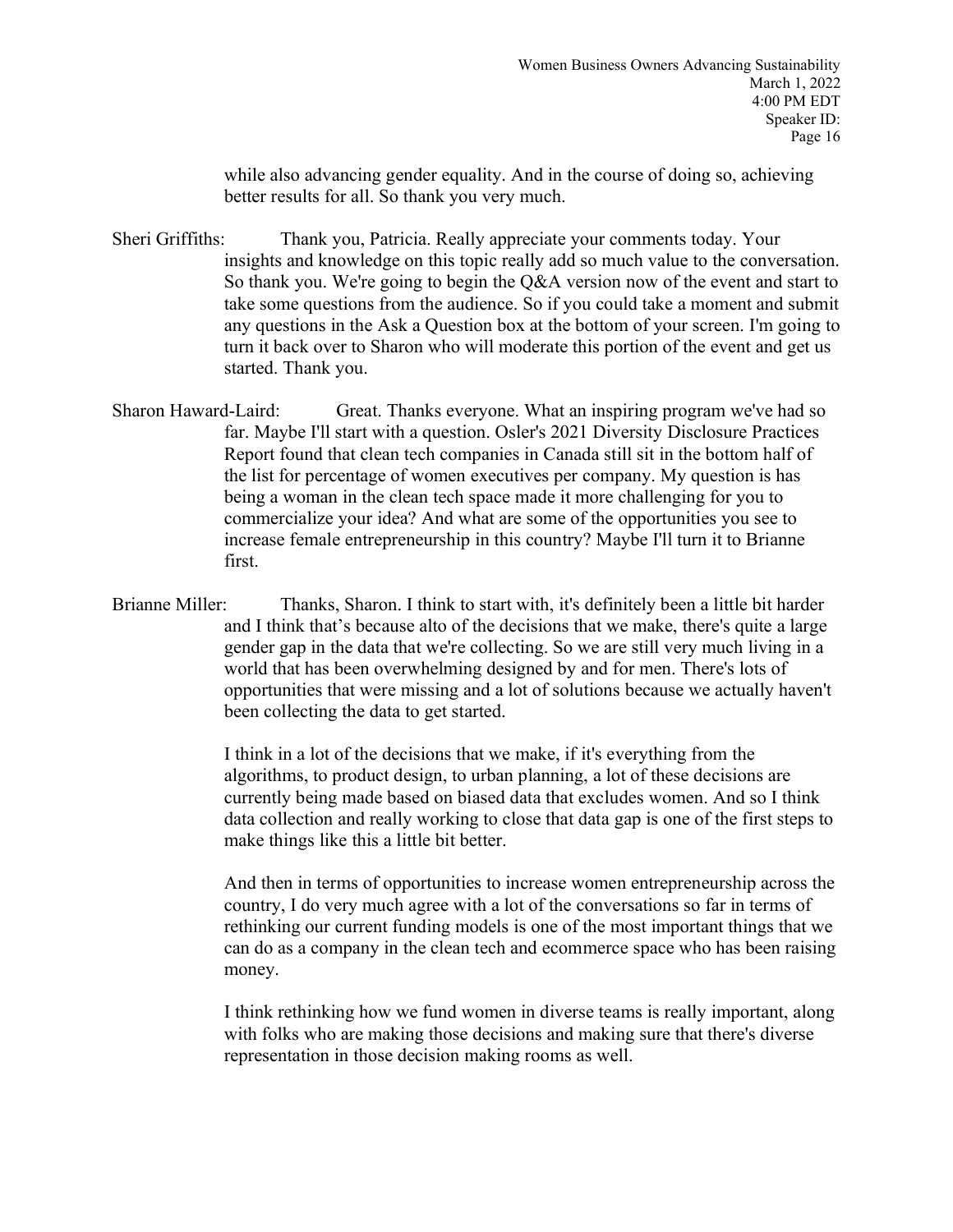while also advancing gender equality. And in the course of doing so, achieving better results for all. So thank you very much.

Sheri Griffiths: Thank you, Patricia. Really appreciate your comments today. Your insights and knowledge on this topic really add so much value to the conversation. So thank you. We're going to begin the Q&A version now of the event and start to take some questions from the audience. So if you could take a moment and submit any questions in the Ask a Question box at the bottom of your screen. I'm going to turn it back over to Sharon who will moderate this portion of the event and get us started. Thank you.

Sharon Haward-Laird: Great. Thanks everyone. What an inspiring program we've had so far. Maybe I'll start with a question. Osler's 2021 Diversity Disclosure Practices Report found that clean tech companies in Canada still sit in the bottom half of the list for percentage of women executives per company. My question is has being a woman in the clean tech space made it more challenging for you to commercialize your idea? And what are some of the opportunities you see to increase female entrepreneurship in this country? Maybe I'll turn it to Brianne first.

Brianne Miller: Thanks, Sharon. I think to start with, it's definitely been a little bit harder and I think that's because alto of the decisions that we make, there's quite a large gender gap in the data that we're collecting. So we are still very much living in a world that has been overwhelming designed by and for men. There's lots of opportunities that were missing and a lot of solutions because we actually haven't been collecting the data to get started.

I think in a lot of the decisions that we make, if it's everything from the algorithms, to product design, to urban planning, a lot of these decisions are currently being made based on biased data that excludes women. And so I think data collection and really working to close that data gap is one of the first steps to make things like this a little bit better.

And then in terms of opportunities to increase women entrepreneurship across the country, I do very much agree with a lot of the conversations so far in terms of rethinking our current funding models is one of the most important things that we can do as a company in the clean tech and ecommerce space who has been raising money.

I think rethinking how we fund women in diverse teams is really important, along with folks who are making those decisions and making sure that there's diverse representation in those decision making rooms as well.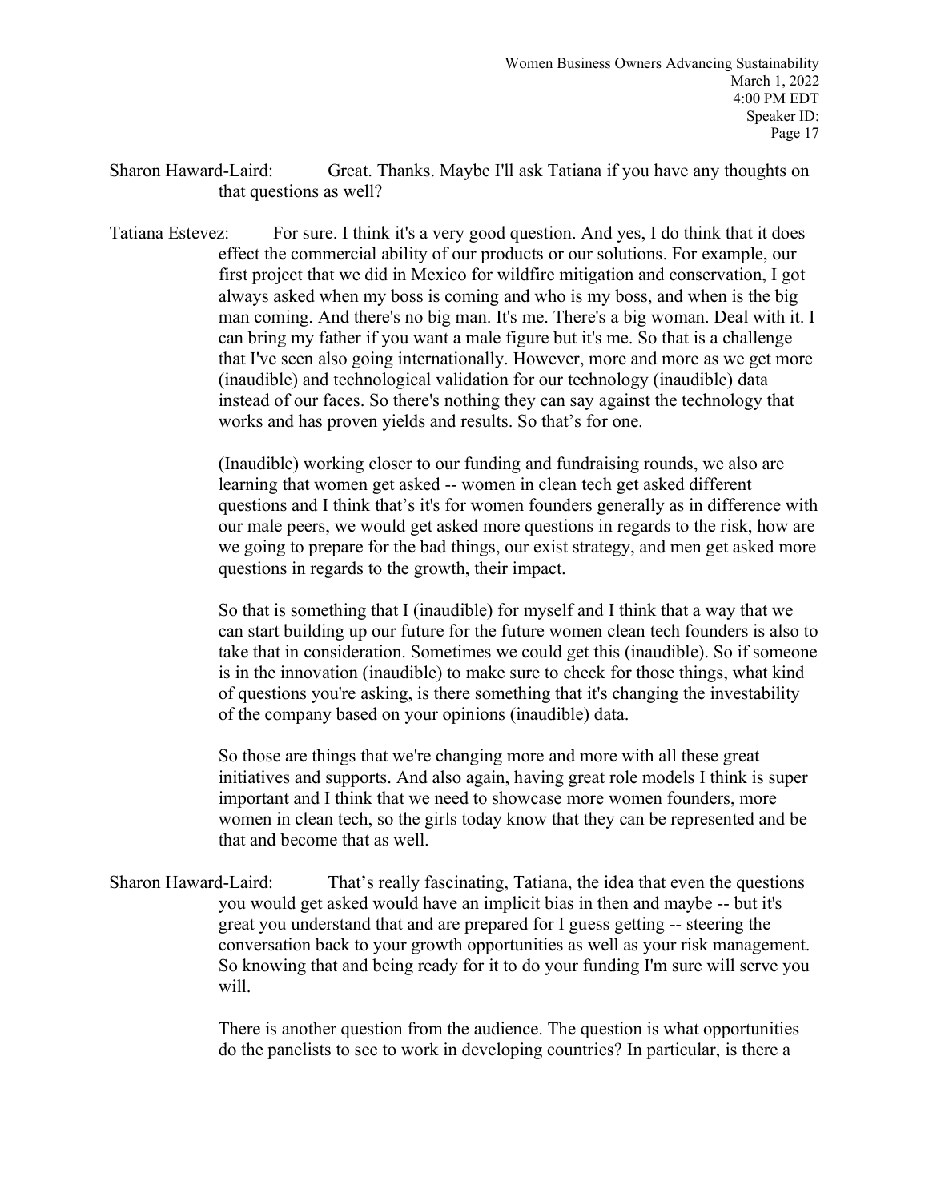Sharon Haward-Laird: Great. Thanks. Maybe I'll ask Tatiana if you have any thoughts on that questions as well?

Tatiana Estevez: For sure. I think it's a very good question. And yes, I do think that it does effect the commercial ability of our products or our solutions. For example, our first project that we did in Mexico for wildfire mitigation and conservation, I got always asked when my boss is coming and who is my boss, and when is the big man coming. And there's no big man. It's me. There's a big woman. Deal with it. I can bring my father if you want a male figure but it's me. So that is a challenge that I've seen also going internationally. However, more and more as we get more (inaudible) and technological validation for our technology (inaudible) data instead of our faces. So there's nothing they can say against the technology that works and has proven yields and results. So that's for one.

(Inaudible) working closer to our funding and fundraising rounds, we also are learning that women get asked -- women in clean tech get asked different questions and I think that's it's for women founders generally as in difference with our male peers, we would get asked more questions in regards to the risk, how are we going to prepare for the bad things, our exist strategy, and men get asked more questions in regards to the growth, their impact.

So that is something that I (inaudible) for myself and I think that a way that we can start building up our future for the future women clean tech founders is also to take that in consideration. Sometimes we could get this (inaudible). So if someone is in the innovation (inaudible) to make sure to check for those things, what kind of questions you're asking, is there something that it's changing the investability of the company based on your opinions (inaudible) data.

So those are things that we're changing more and more with all these great initiatives and supports. And also again, having great role models I think is super important and I think that we need to showcase more women founders, more women in clean tech, so the girls today know that they can be represented and be that and become that as well.

Sharon Haward-Laird: That's really fascinating, Tatiana, the idea that even the questions you would get asked would have an implicit bias in then and maybe -- but it's great you understand that and are prepared for I guess getting -- steering the conversation back to your growth opportunities as well as your risk management. So knowing that and being ready for it to do your funding I'm sure will serve you will.

There is another question from the audience. The question is what opportunities do the panelists to see to work in developing countries? In particular, is there a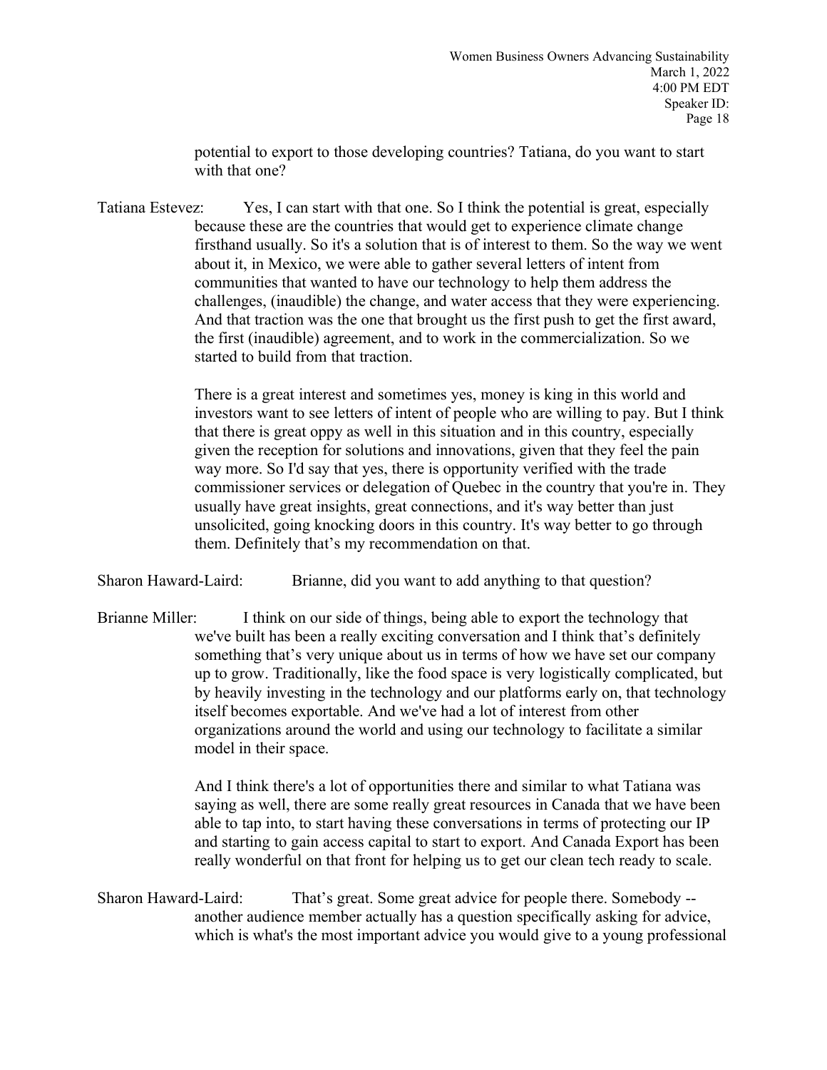potential to export to those developing countries? Tatiana, do you want to start with that one?

Tatiana Estevez: Yes, I can start with that one. So I think the potential is great, especially because these are the countries that would get to experience climate change firsthand usually. So it's a solution that is of interest to them. So the way we went about it, in Mexico, we were able to gather several letters of intent from communities that wanted to have our technology to help them address the challenges, (inaudible) the change, and water access that they were experiencing. And that traction was the one that brought us the first push to get the first award, the first (inaudible) agreement, and to work in the commercialization. So we started to build from that traction.

There is a great interest and sometimes yes, money is king in this world and investors want to see letters of intent of people who are willing to pay. But I think that there is great oppy as well in this situation and in this country, especially given the reception for solutions and innovations, given that they feel the pain way more. So I'd say that yes, there is opportunity verified with the trade commissioner services or delegation of Quebec in the country that you're in. They usually have great insights, great connections, and it's way better than just unsolicited, going knocking doors in this country. It's way better to go through them. Definitely that's my recommendation on that.

Sharon Haward-Laird: Brianne, did you want to add anything to that question?

Brianne Miller: I think on our side of things, being able to export the technology that we've built has been a really exciting conversation and I think that's definitely something that's very unique about us in terms of how we have set our company up to grow. Traditionally, like the food space is very logistically complicated, but by heavily investing in the technology and our platforms early on, that technology itself becomes exportable. And we've had a lot of interest from other organizations around the world and using our technology to facilitate a similar model in their space.

And I think there's a lot of opportunities there and similar to what Tatiana was saying as well, there are some really great resources in Canada that we have been able to tap into, to start having these conversations in terms of protecting our IP and starting to gain access capital to start to export. And Canada Export has been really wonderful on that front for helping us to get our clean tech ready to scale.

Sharon Haward-Laird: That's great. Some great advice for people there. Somebody -- another audience member actually has a question specifically asking for advice, which is what's the most important advice you would give to a young professional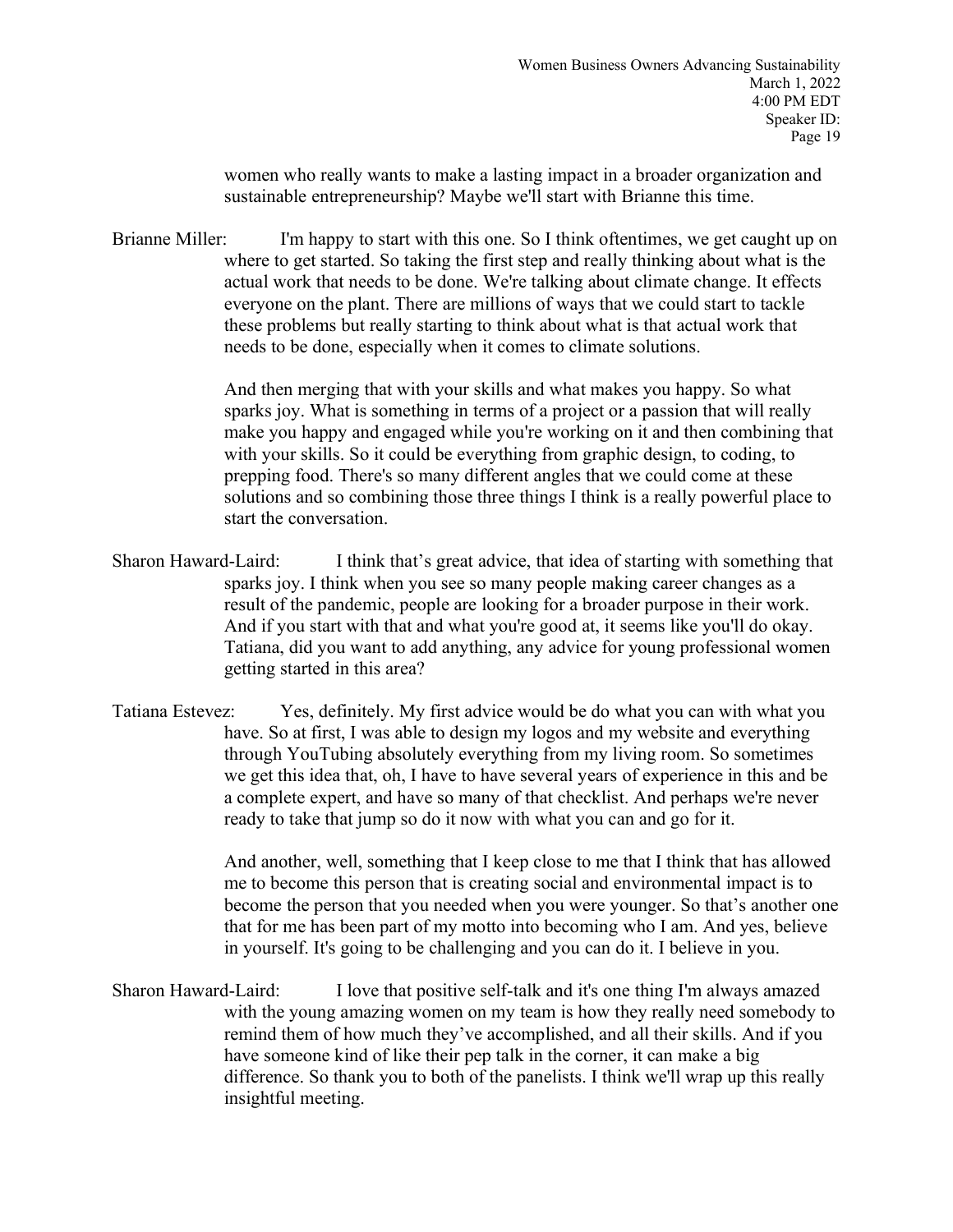women who really wants to make a lasting impact in a broader organization and sustainable entrepreneurship? Maybe we'll start with Brianne this time.

Brianne Miller: I'm happy to start with this one. So I think oftentimes, we get caught up on where to get started. So taking the first step and really thinking about what is the actual work that needs to be done. We're talking about climate change. It effects everyone on the plant. There are millions of ways that we could start to tackle these problems but really starting to think about what is that actual work that needs to be done, especially when it comes to climate solutions.

And then merging that with your skills and what makes you happy. So what sparks joy. What is something in terms of a project or a passion that will really make you happy and engaged while you're working on it and then combining that with your skills. So it could be everything from graphic design, to coding, to prepping food. There's so many different angles that we could come at these solutions and so combining those three things I think is a really powerful place to start the conversation.

Sharon Haward-Laird: I think that's great advice, that idea of starting with something that sparks joy. I think when you see so many people making career changes as a result of the pandemic, people are looking for a broader purpose in their work. And if you start with that and what you're good at, it seems like you'll do okay. Tatiana, did you want to add anything, any advice for young professional women getting started in this area?

Tatiana Estevez: Yes, definitely. My first advice would be do what you can with what you have. So at first, I was able to design my logos and my website and everything through YouTubing absolutely everything from my living room. So sometimes we get this idea that, oh, I have to have several years of experience in this and be a complete expert, and have so many of that checklist. And perhaps we're never ready to take that jump so do it now with what you can and go for it.

And another, well, something that I keep close to me that I think that has allowed me to become this person that is creating social and environmental impact is to become the person that you needed when you were younger. So that's another one that for me has been part of my motto into becoming who I am. And yes, believe in yourself. It's going to be challenging and you can do it. I believe in you.

Sharon Haward-Laird: I love that positive self-talk and it's one thing I'm always amazed with the young amazing women on my team is how they really need somebody to remind them of how much they've accomplished, and all their skills. And if you have someone kind of like their pep talk in the corner, it can make a big difference. So thank you to both of the panelists. I think we'll wrap up this really insightful meeting.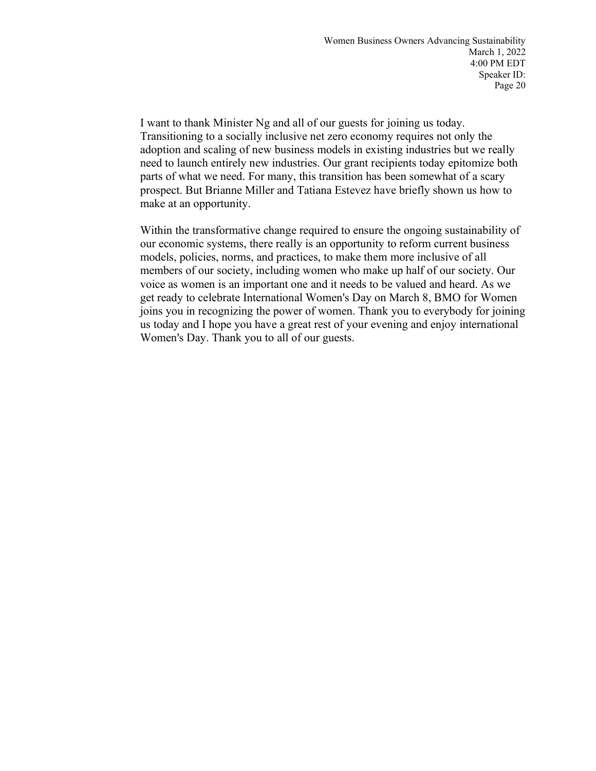I want to thank Minister Ng and all of our guests for joining us today. Transitioning to a socially inclusive net zero economy requires not only the adoption and scaling of new business models in existing industries but we really need to launch entirely new industries. Our grant recipients today epitomize both parts of what we need. For many, this transition has been somewhat of a scary prospect. But Brianne Miller and Tatiana Estevez have briefly shown us how to make at an opportunity.

Within the transformative change required to ensure the ongoing sustainability of our economic systems, there really is an opportunity to reform current business models, policies, norms, and practices, to make them more inclusive of all members of our society, including women who make up half of our society. Our voice as women is an important one and it needs to be valued and heard. As we get ready to celebrate International Women's Day on March 8, BMO for Women joins you in recognizing the power of women. Thank you to everybody for joining us today and I hope you have a great rest of your evening and enjoy international Women's Day. Thank you to all of our guests.